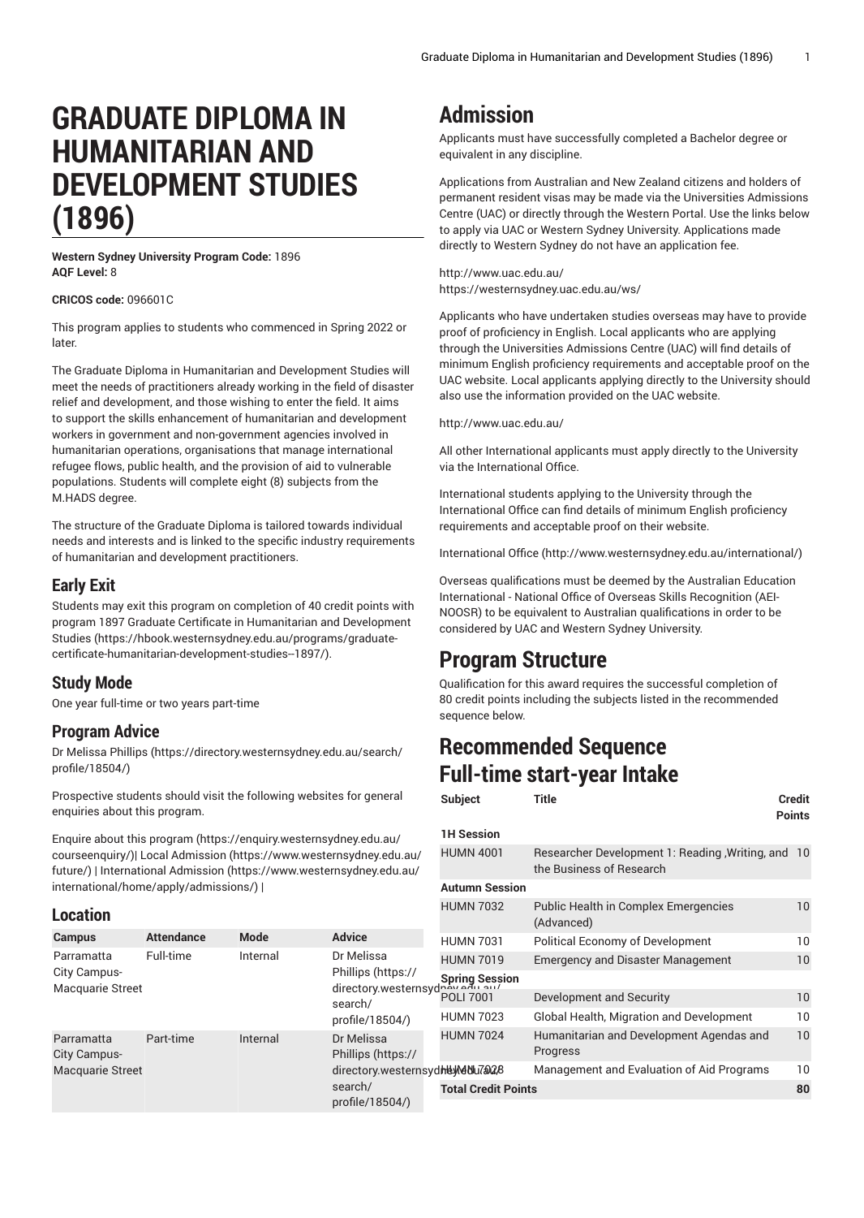# GRADUATE DIPLOMA IN HUMANITARIAN AND DEVELOPMENT STUDIES (1896)

**Western Sydney University Program Code:** 1896
**AQF Level:** 8

**CRICOS code:** 096601C

This program applies to students who commenced in Spring 2022 or later.

The Graduate Diploma in Humanitarian and Development Studies will meet the needs of practitioners already working in the field of disaster relief and development, and those wishing to enter the field. It aims to support the skills enhancement of humanitarian and development workers in government and non-government agencies involved in humanitarian operations, organisations that manage international refugee flows, public health, and the provision of aid to vulnerable populations. Students will complete eight (8) subjects from the M.HADS degree.

The structure of the Graduate Diploma is tailored towards individual needs and interests and is linked to the specific industry requirements of humanitarian and development practitioners.

## Early Exit

Students may exit this program on completion of 40 credit points with program 1897 Graduate Certificate in Humanitarian and Development Studies (https://hbook.westernsydney.edu.au/programs/graduate-certificate-humanitarian-development-studies--1897/).

## Study Mode

One year full-time or two years part-time

## Program Advice

Dr Melissa Phillips (https://directory.westernsydney.edu.au/search/profile/18504/)

Prospective students should visit the following websites for general enquiries about this program.

Enquire about this program (https://enquiry.westernsydney.edu.au/courseenquiry/)| Local Admission (https://www.westernsydney.edu.au/future/) | International Admission (https://www.westernsydney.edu.au/international/home/apply/admissions/) |

## Location

| Campus | Attendance | Mode | Advice |
|---|---|---|---|
| Parramatta City Campus-Macquarie Street | Full-time | Internal | Dr Melissa Phillips (https://directory.westernsydney.edu.au/search/profile/18504/) |
| Parramatta City Campus-Macquarie Street | Part-time | Internal | Dr Melissa Phillips (https://directory.westernsydney.edu.au/search/profile/18504/) |

# Admission

Applicants must have successfully completed a Bachelor degree or equivalent in any discipline.

Applications from Australian and New Zealand citizens and holders of permanent resident visas may be made via the Universities Admissions Centre (UAC) or directly through the Western Portal. Use the links below to apply via UAC or Western Sydney University. Applications made directly to Western Sydney do not have an application fee.

http://www.uac.edu.au/
https://westernsydney.uac.edu.au/ws/

Applicants who have undertaken studies overseas may have to provide proof of proficiency in English. Local applicants who are applying through the Universities Admissions Centre (UAC) will find details of minimum English proficiency requirements and acceptable proof on the UAC website. Local applicants applying directly to the University should also use the information provided on the UAC website.

http://www.uac.edu.au/

All other International applicants must apply directly to the University via the International Office.

International students applying to the University through the International Office can find details of minimum English proficiency requirements and acceptable proof on their website.

International Office (http://www.westernsydney.edu.au/international/)

Overseas qualifications must be deemed by the Australian Education International - National Office of Overseas Skills Recognition (AEI-NOOSR) to be equivalent to Australian qualifications in order to be considered by UAC and Western Sydney University.

# Program Structure

Qualification for this award requires the successful completion of 80 credit points including the subjects listed in the recommended sequence below.

# Recommended Sequence

# Full-time start-year Intake

| Subject | Title | Credit Points |
|---|---|---|
| **1H Session** | | |
| HUMN 4001 | Researcher Development 1: Reading ,Writing, and the Business of Research | 10 |
| **Autumn Session** | | |
| HUMN 7032 | Public Health in Complex Emergencies (Advanced) | 10 |
| HUMN 7031 | Political Economy of Development | 10 |
| HUMN 7019 | Emergency and Disaster Management | 10 |
| **Spring Session** | | |
| POLI 7001 | Development and Security | 10 |
| HUMN 7023 | Global Health, Migration and Development | 10 |
| HUMN 7024 | Humanitarian and Development Agendas and Progress | 10 |
| HUMN 7028 | Management and Evaluation of Aid Programs | 10 |
| **Total Credit Points** | | **80** |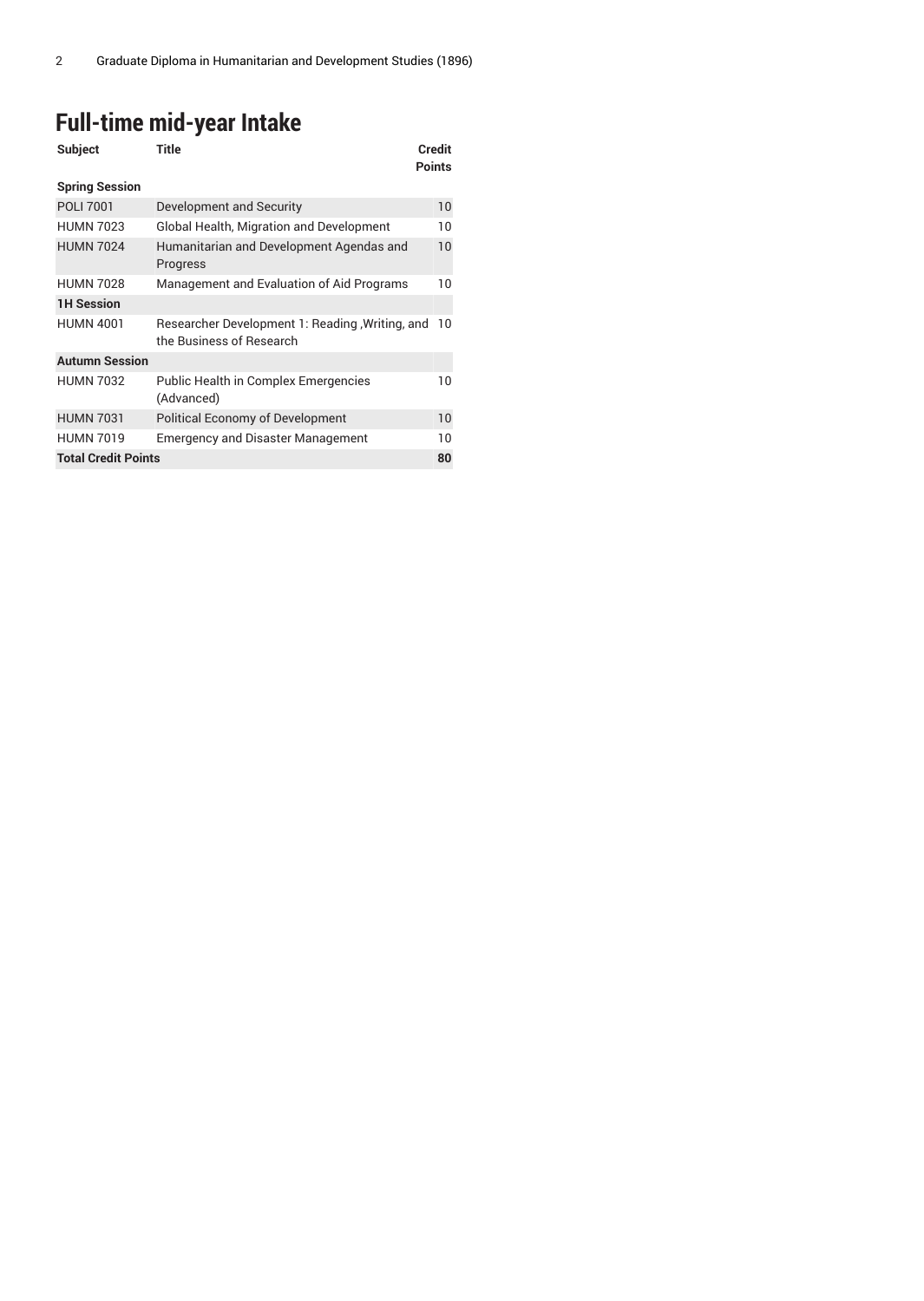## Full-time mid-year Intake

| Subject | Title | Credit Points |
|---|---|---|
| **Spring Session** | | |
| POLI 7001 | Development and Security | 10 |
| HUMN 7023 | Global Health, Migration and Development | 10 |
| HUMN 7024 | Humanitarian and Development Agendas and Progress | 10 |
| HUMN 7028 | Management and Evaluation of Aid Programs | 10 |
| **1H Session** | | |
| HUMN 4001 | Researcher Development 1: Reading ,Writing, and the Business of Research | 10 |
| **Autumn Session** | | |
| HUMN 7032 | Public Health in Complex Emergencies (Advanced) | 10 |
| HUMN 7031 | Political Economy of Development | 10 |
| HUMN 7019 | Emergency and Disaster Management | 10 |
| **Total Credit Points** | | **80** |